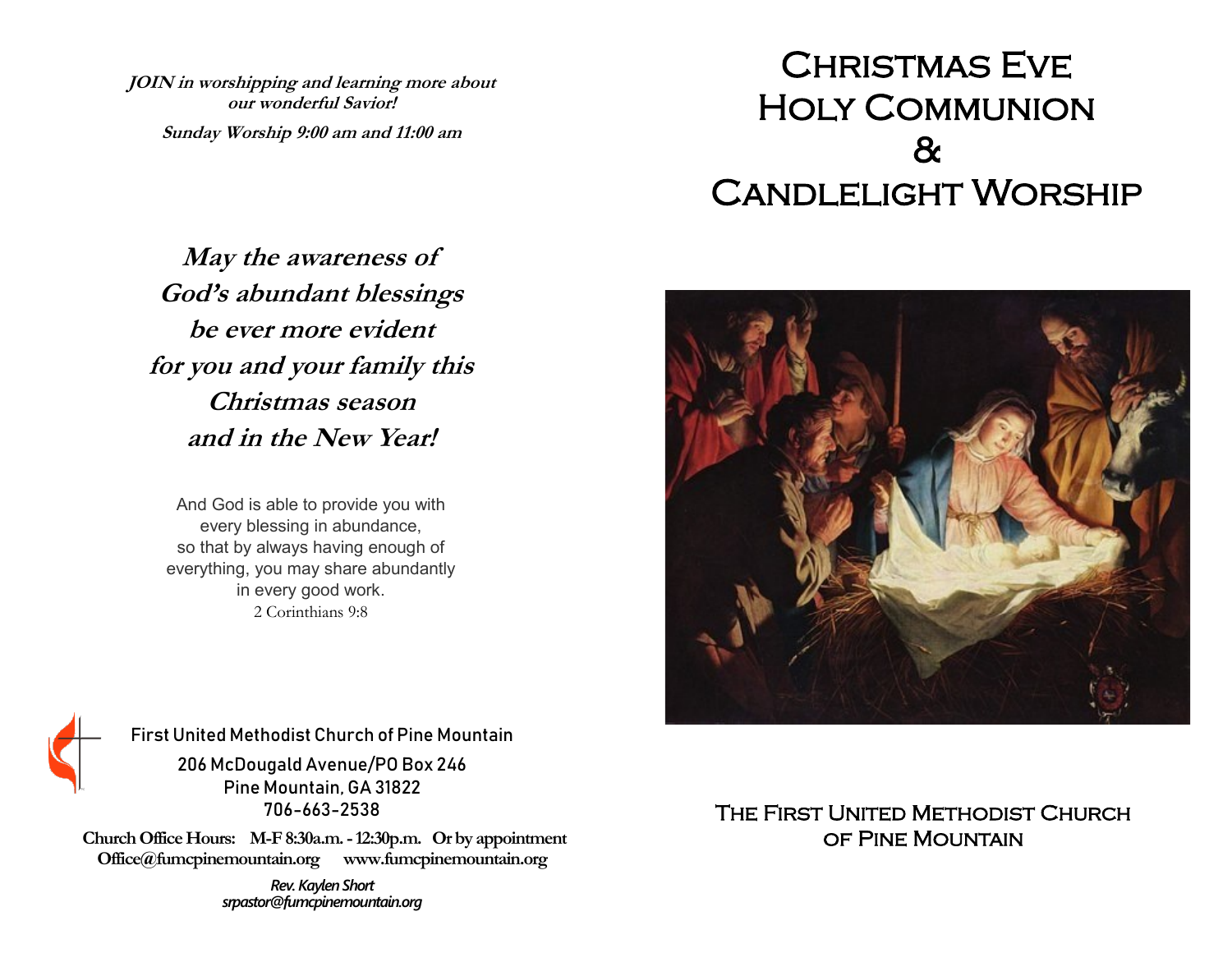***JOIN in worshipping and learning more about our wonderful Savior!***

***Sunday Worship 9:00 am and 11:00 am***

***May the awareness of God's abundant blessings be ever more evident for you and your family this Christmas season and in the New Year!***

And God is able to provide you with every blessing in abundance, so that by always having enough of everything, you may share abundantly in every good work.
2 Corinthians 9:8

**First United Methodist Church of Pine Mountain**

206 McDougald Avenue/PO Box 246
Pine Mountain, GA 31822
706-663-2538

**Church Office Hours: M-F 8:30a.m. - 12:30p.m. Or by appointment**
**Office@fumcpinemountain.org www.fumcpinemountain.org**

*Rev. Kaylen Short*
*srpastor@fumcpinemountain.org*

# Christmas Eve Holy Communion & Candlelight Worship

The First United Methodist Church of Pine Mountain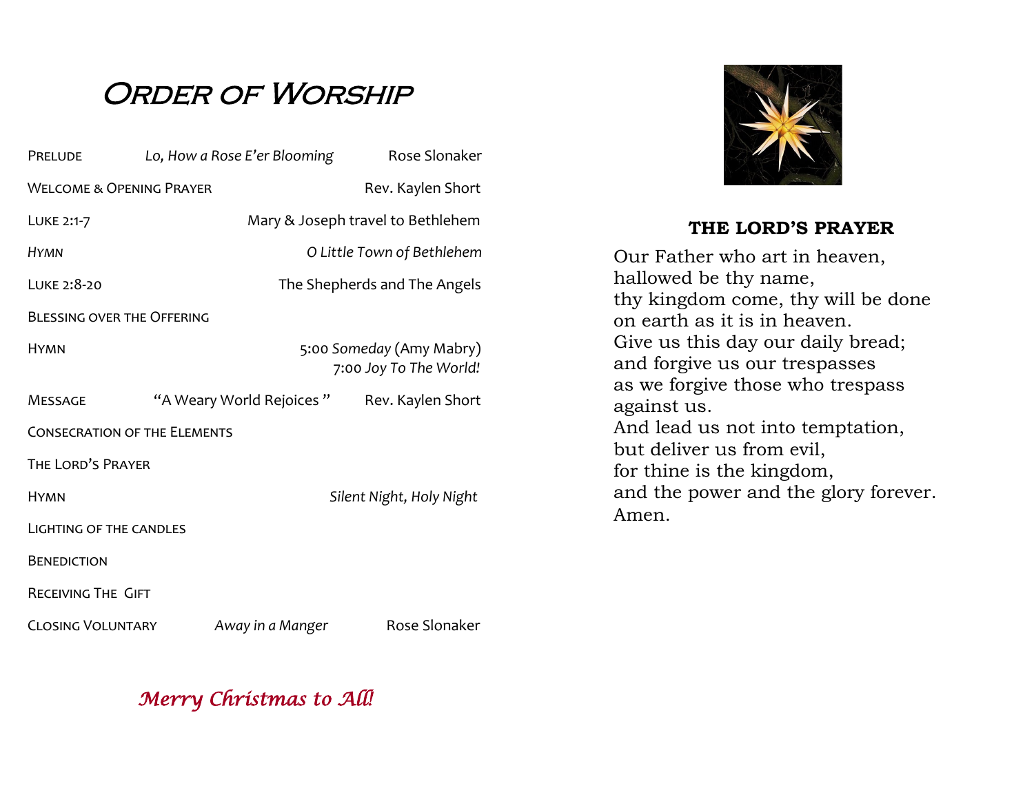# Order of Worship

| | | |
|---|---|---|
| Prelude | *Lo, How a Rose E'er Blooming* | Rose Slonaker |
| Welcome & Opening Prayer | | Rev. Kaylen Short |
| Luke 2:1-7 | | Mary & Joseph travel to Bethlehem |
| *Hymn* | | *O Little Town of Bethlehem* |
| Luke 2:8-20 | | The Shepherds and The Angels |
| Blessing over the Offering | | |
| Hymn | | 5:00 *Someday* (Amy Mabry)<br>7:00 *Joy To The World!* |
| Message | "A Weary World Rejoices" | Rev. Kaylen Short |
| Consecration of the Elements | | |
| The Lord's Prayer | | |
| Hymn | | *Silent Night, Holy Night* |
| Lighting of the candles | | |
| Benediction | | |
| Receiving The Gift | | |
| Closing Voluntary | *Away in a Manger* | Rose Slonaker |

*Merry Christmas to All!*

## THE LORD'S PRAYER

Our Father who art in heaven,
hallowed be thy name,
thy kingdom come, thy will be done
on earth as it is in heaven.
Give us this day our daily bread;
and forgive us our trespasses
as we forgive those who trespass against us.
And lead us not into temptation,
but deliver us from evil,
for thine is the kingdom,
and the power and the glory forever.
Amen.